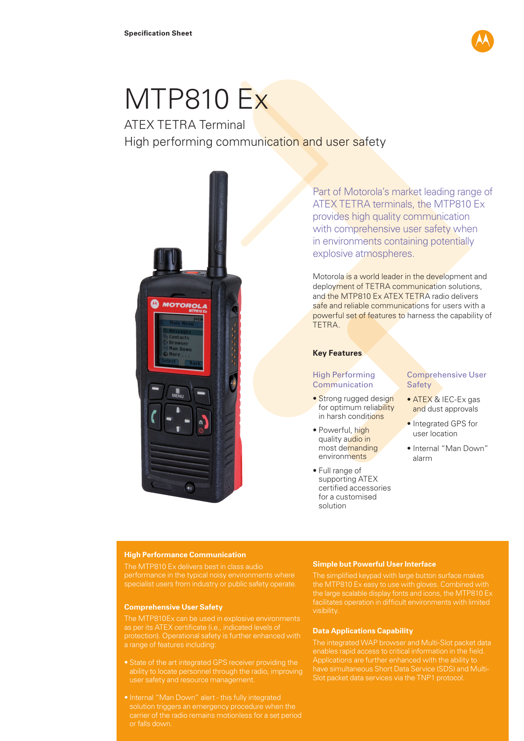Specification Sheet

# MTP810 Ex

## ATEX TETRA Terminal
## High performing communication and user safety

Part of Motorola's market leading range of ATEX TETRA terminals, the MTP810 Ex provides high quality communication with comprehensive user safety when in environments containing potentially explosive atmospheres.

Motorola is a world leader in the development and deployment of TETRA communication solutions, and the MTP810 Ex ATEX TETRA radio delivers safe and reliable communications for users with a powerful set of features to harness the capability of TETRA.

### Key Features

**High Performing Communication**

- Strong rugged design for optimum reliability in harsh conditions
- Powerful, high quality audio in most demanding environments
- Full range of supporting ATEX certified accessories for a customised solution

**Comprehensive User Safety**

- ATEX & IEC-Ex gas and dust approvals
- Integrated GPS for user location
- Internal "Man Down" alarm

### High Performance Communication

The MTP810 Ex delivers best in class audio performance in the typical noisy environments where specialist users from industry or public safety operate.

### Comprehensive User Safety

The MTP810Ex can be used in explosive environments as per its ATEX certificate (i.e., indicated levels of protection). Operational safety is further enhanced with a range of features including:

- State of the art integrated GPS receiver providing the ability to locate personnel through the radio, improving user safety and resource management.
- Internal "Man Down" alert - this fully integrated solution triggers an emergency procedure when the carrier of the radio remains motionless for a set period or falls down.

### Simple but Powerful User Interface

The simplified keypad with large button surface makes the MTP810 Ex easy to use with gloves. Combined with the large scalable display fonts and icons, the MTP810 Ex facilitates operation in difficult environments with limited visibility.

### Data Applications Capability

The integrated WAP browser and Multi-Slot packet data enables rapid access to critical information in the field. Applications are further enhanced with the ability to have simultaneous Short Data Service (SDS) and Multi-Slot packet data services via the TNP1 protocol.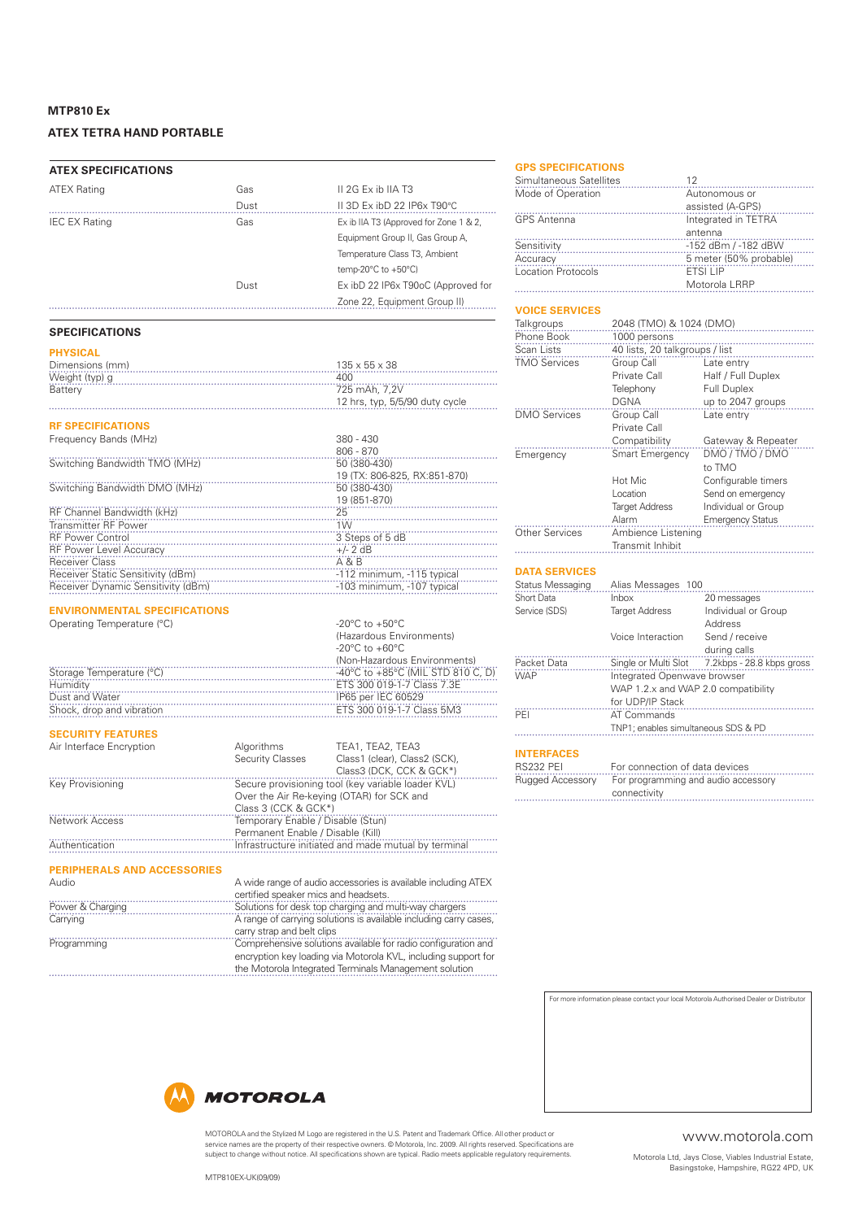**MTP810 Ex**

**ATEX TETRA HAND PORTABLE**

## ATEX SPECIFICATIONS

| | | |
|---|---|---|
| ATEX Rating | Gas | II 2G Ex ib IIA T3 |
| | Dust | II 3D Ex ibD 22 IP6x T90°C |
| IEC EX Rating | Gas | Ex ib IIA T3 (Approved for Zone 1 & 2, Equipment Group II, Gas Group A, Temperature Class T3, Ambient temp-20°C to +50°C) |
| | Dust | Ex ibD 22 IP6x T90oC (Approved for Zone 22, Equipment Group II) |

## SPECIFICATIONS

### PHYSICAL

| | |
|---|---|
| Dimensions (mm) | 135 x 55 x 38 |
| Weight (typ) g | 400 |
| Battery | 725 mAh, 7.2V<br>12 hrs, typ, 5/5/90 duty cycle |

### RF SPECIFICATIONS

| | |
|---|---|
| Frequency Bands (MHz) | 380 - 430<br>806 - 870 |
| Switching Bandwidth TMO (MHz) | 50 (380-430)<br>19 (TX: 806-825, RX:851-870) |
| Switching Bandwidth DMO (MHz) | 50 (380-430)<br>19 (851-870) |
| RF Channel Bandwidth (kHz) | 25 |
| Transmitter RF Power | 1W |
| RF Power Control | 3 Steps of 5 dB |
| RF Power Level Accuracy | +/- 2 dB |
| Receiver Class | A & B |
| Receiver Static Sensitivity (dBm) | -112 minimum, -115 typical |
| Receiver Dynamic Sensitivity (dBm) | -103 minimum, -107 typical |

### ENVIRONMENTAL SPECIFICATIONS

| | |
|---|---|
| Operating Temperature (°C) | -20°C to +50°C<br>(Hazardous Environments)<br>-20°C to +60°C<br>(Non-Hazardous Environments) |
| Storage Temperature (°C) | -40°C to +85°C (MIL STD 810 C, D) |
| Humidity | ETS 300 019-1-7 Class 7.3E |
| Dust and Water | IP65 per IEC 60529 |
| Shock, drop and vibration | ETS 300 019-1-7 Class 5M3 |

### SECURITY FEATURES

| | | |
|---|---|---|
| Air Interface Encryption | Algorithms | TEA1, TEA2, TEA3 |
| | Security Classes | Class1 (clear), Class2 (SCK), Class3 (DCK, CCK & GCK*) |
| Key Provisioning | Secure provisioning tool (key variable loader KVL)<br>Over the Air Re-keying (OTAR) for SCK and Class 3 (CCK & GCK*) | |
| Network Access | Temporary Enable / Disable (Stun)<br>Permanent Enable / Disable (Kill) | |
| Authentication | Infrastructure initiated and made mutual by terminal | |

### PERIPHERALS AND ACCESSORIES

| | |
|---|---|
| Audio | A wide range of audio accessories is available including ATEX certified speaker mics and headsets. |
| Power & Charging | Solutions for desk top charging and multi-way chargers |
| Carrying | A range of carrying solutions is available including carry cases, carry strap and belt clips |
| Programming | Comprehensive solutions available for radio configuration and encryption key loading via Motorola KVL, including support for the Motorola Integrated Terminals Management solution |

### GPS SPECIFICATIONS

| | |
|---|---|
| Simultaneous Satellites | 12 |
| Mode of Operation | Autonomous or assisted (A-GPS) |
| GPS Antenna | Integrated in TETRA antenna |
| Sensitivity | -152 dBm / -182 dBW |
| Accuracy | 5 meter (50% probable) |
| Location Protocols | ETSI LIP<br>Motorola LRRP |

### VOICE SERVICES

| | | |
|---|---|---|
| Talkgroups | 2048 (TMO) & 1024 (DMO) | |
| Phone Book | 1000 persons | |
| Scan Lists | 40 lists, 20 talkgroups / list | |
| TMO Services | Group Call | Late entry |
| | Private Call | Half / Full Duplex |
| | Telephony | Full Duplex |
| | DGNA | up to 2047 groups |
| DMO Services | Group Call | Late entry |
| | Private Call | |
| | Compatibility | Gateway & Repeater |
| Emergency | Smart Emergency | DMO / TMO / DMO to TMO |
| | Hot Mic | Configurable timers |
| | Location | Send on emergency |
| | Target Address | Individual or Group |
| | Alarm | Emergency Status |
| Other Services | Ambience Listening | |
| | Transmit Inhibit | |

### DATA SERVICES

| | | |
|---|---|---|
| Status Messaging | Alias Messages | 100 |
| Short Data Service (SDS) | Inbox | 20 messages |
| | Target Address | Individual or Group Address |
| | Voice Interaction | Send / receive during calls |
| Packet Data | Single or Multi Slot | 7.2kbps - 28.8 kbps gross |
| WAP | Integrated Openwave browser<br>WAP 1.2.x and WAP 2.0 compatibility for UDP/IP Stack | |
| PEI | AT Commands<br>TNP1; enables simultaneous SDS & PD | |

### INTERFACES

| | |
|---|---|
| RS232 PEI | For connection of data devices |
| Rugged Accessory | For programming and audio accessory connectivity |

For more information please contact your local Motorola Authorised Dealer or Distributor

MOTOROLA

MOTOROLA and the Stylized M Logo are registered in the U.S. Patent and Trademark Office. All other product or service names are the property of their respective owners. © Motorola, Inc. 2009. All rights reserved. Specifications are subject to change without notice. All specifications shown are typical. Radio meets applicable regulatory requirements.

www.motorola.com

Motorola Ltd, Jays Close, Viables Industrial Estate, Basingstoke, Hampshire, RG22 4PD, UK

MTP810EX-UK(09/09)